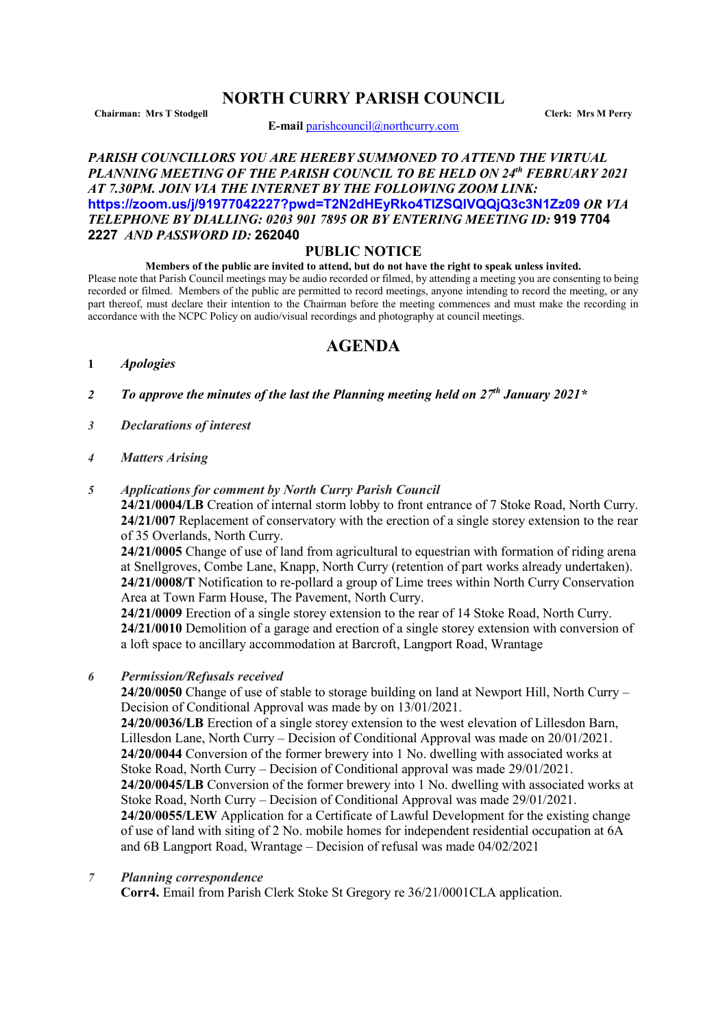# NORTH CURRY PARISH COUNCIL

**Chairman: Mrs T Stodgell** **Clerk: Mrs M Perry**

**E-mail** parishcouncil@northcurry.com

***PARISH COUNCILLORS YOU ARE HEREBY SUMMONED TO ATTEND THE VIRTUAL PLANNING MEETING OF THE PARISH COUNCIL TO BE HELD ON 24th FEBRUARY 2021 AT 7.30PM. JOIN VIA THE INTERNET BY THE FOLLOWING ZOOM LINK:*** **https://zoom.us/j/91977042227?pwd=T2N2dHEyRko4TlZSQlVQQjQ3c3N1Zz09** ***OR VIA TELEPHONE BY DIALLING: 0203 901 7895 OR BY ENTERING MEETING ID:*** **919 7704 2227** ***AND PASSWORD ID:*** **262040**

## PUBLIC NOTICE

**Members of the public are invited to attend, but do not have the right to speak unless invited.**

Please note that Parish Council meetings may be audio recorded or filmed, by attending a meeting you are consenting to being recorded or filmed. Members of the public are permitted to record meetings, anyone intending to record the meeting, or any part thereof, must declare their intention to the Chairman before the meeting commences and must make the recording in accordance with the NCPC Policy on audio/visual recordings and photography at council meetings.

## AGENDA

**1** ***Apologies***

***2*** ***To approve the minutes of the last the Planning meeting held on 27th January 2021****

***3*** ***Declarations of interest***

***4*** ***Matters Arising***

***5*** ***Applications for comment by North Curry Parish Council***

**24/21/0004/LB** Creation of internal storm lobby to front entrance of 7 Stoke Road, North Curry.
**24/21/007** Replacement of conservatory with the erection of a single storey extension to the rear of 35 Overlands, North Curry.

**24/21/0005** Change of use of land from agricultural to equestrian with formation of riding arena at Snellgroves, Combe Lane, Knapp, North Curry (retention of part works already undertaken).
**24/21/0008/T** Notification to re-pollard a group of Lime trees within North Curry Conservation Area at Town Farm House, The Pavement, North Curry.
**24/21/0009** Erection of a single storey extension to the rear of 14 Stoke Road, North Curry.
**24/21/0010** Demolition of a garage and erection of a single storey extension with conversion of a loft space to ancillary accommodation at Barcroft, Langport Road, Wrantage

***6*** ***Permission/Refusals received***

**24/20/0050** Change of use of stable to storage building on land at Newport Hill, North Curry – Decision of Conditional Approval was made by on 13/01/2021.
**24/20/0036/LB** Erection of a single storey extension to the west elevation of Lillesdon Barn, Lillesdon Lane, North Curry – Decision of Conditional Approval was made on 20/01/2021.
**24/20/0044** Conversion of the former brewery into 1 No. dwelling with associated works at Stoke Road, North Curry – Decision of Conditional approval was made 29/01/2021.
**24/20/0045/LB** Conversion of the former brewery into 1 No. dwelling with associated works at Stoke Road, North Curry – Decision of Conditional Approval was made 29/01/2021.
**24/20/0055/LEW** Application for a Certificate of Lawful Development for the existing change of use of land with siting of 2 No. mobile homes for independent residential occupation at 6A and 6B Langport Road, Wrantage – Decision of refusal was made 04/02/2021

***7*** ***Planning correspondence***

**Corr4.** Email from Parish Clerk Stoke St Gregory re 36/21/0001CLA application.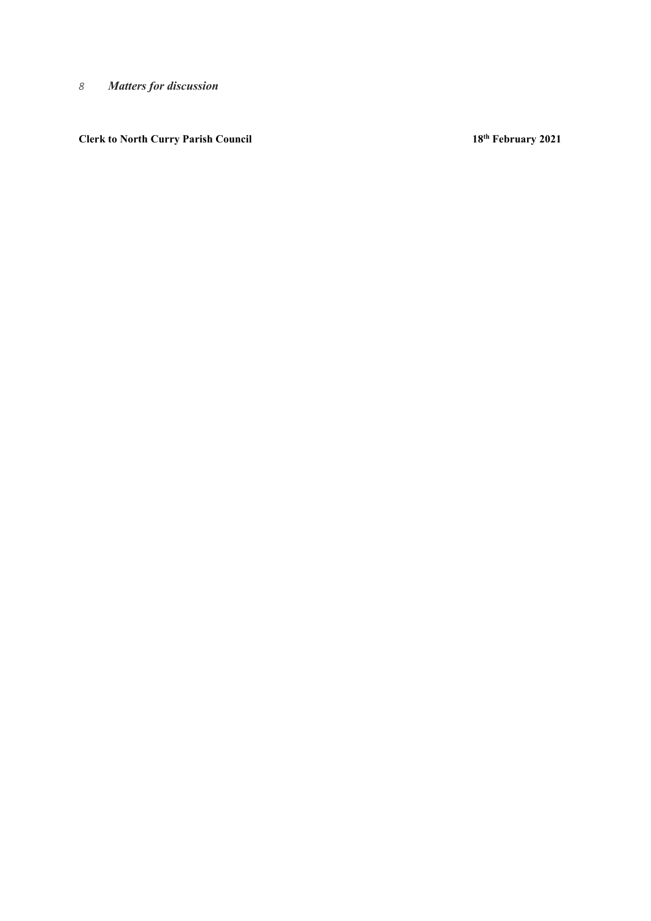*8* ***Matters for discussion***

**Clerk to North Curry Parish Council** **18th February 2021**